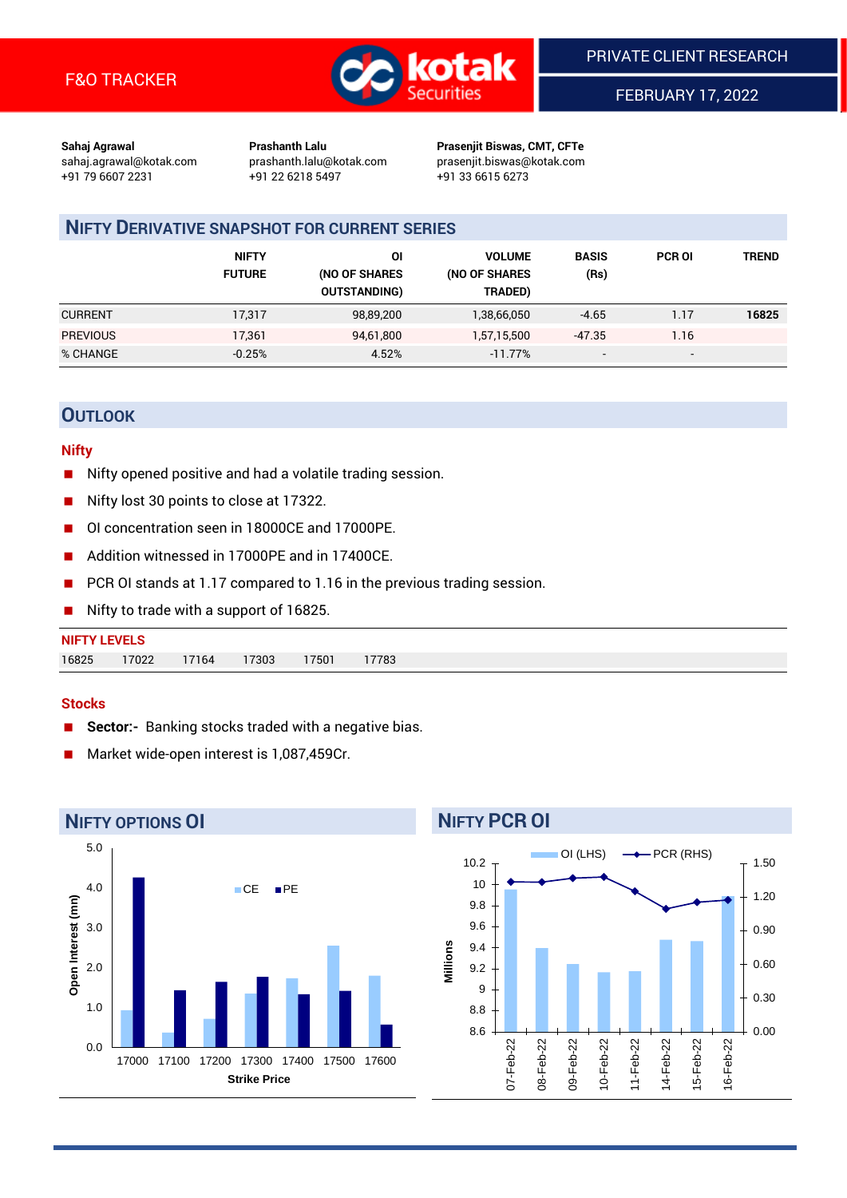F&O TRACKER

PRIVATE CLIENT RESEARCH

FEBRUARY 17, 2022

**Sahaj Agrawal**
sahaj.agrawal@kotak.com
+91 79 6607 2231

**Prashanth Lalu**
prashanth.lalu@kotak.com
+91 22 6218 5497

**Prasenjit Biswas, CMT, CFTe**
prasenjit.biswas@kotak.com
+91 33 6615 6273

## NIFTY DERIVATIVE SNAPSHOT FOR CURRENT SERIES

| | NIFTY FUTURE | OI (NO OF SHARES OUTSTANDING) | VOLUME (NO OF SHARES TRADED) | BASIS (Rs) | PCR OI | TREND |
|---|---|---|---|---|---|---|
| CURRENT | 17,317 | 98,89,200 | 1,38,66,050 | -4.65 | 1.17 | **16825** |
| PREVIOUS | 17,361 | 94,61,800 | 1,57,15,500 | -47.35 | 1.16 | |
| % CHANGE | -0.25% | 4.52% | -11.77% | - | - | |

## OUTLOOK

### Nifty

- Nifty opened positive and had a volatile trading session.
- Nifty lost 30 points to close at 17322.
- OI concentration seen in 18000CE and 17000PE.
- Addition witnessed in 17000PE and in 17400CE.
- PCR OI stands at 1.17 compared to 1.16 in the previous trading session.
- Nifty to trade with a support of 16825.

**NIFTY LEVELS**

| 16825 | 17022 | 17164 | 17303 | 17501 | 17783 |
|---|---|---|---|---|---|

### Stocks

- **Sector:-** Banking stocks traded with a negative bias.
- Market wide-open interest is 1,087,459Cr.

## NIFTY OPTIONS OI

Open Interest (mn) by Strike Price (CE, PE): 17000, 17100, 17200, 17300, 17400, 17500, 17600

## NIFTY PCR OI

OI (LHS) in Millions and PCR (RHS): 07-Feb-22, 08-Feb-22, 09-Feb-22, 10-Feb-22, 11-Feb-22, 14-Feb-22, 15-Feb-22, 16-Feb-22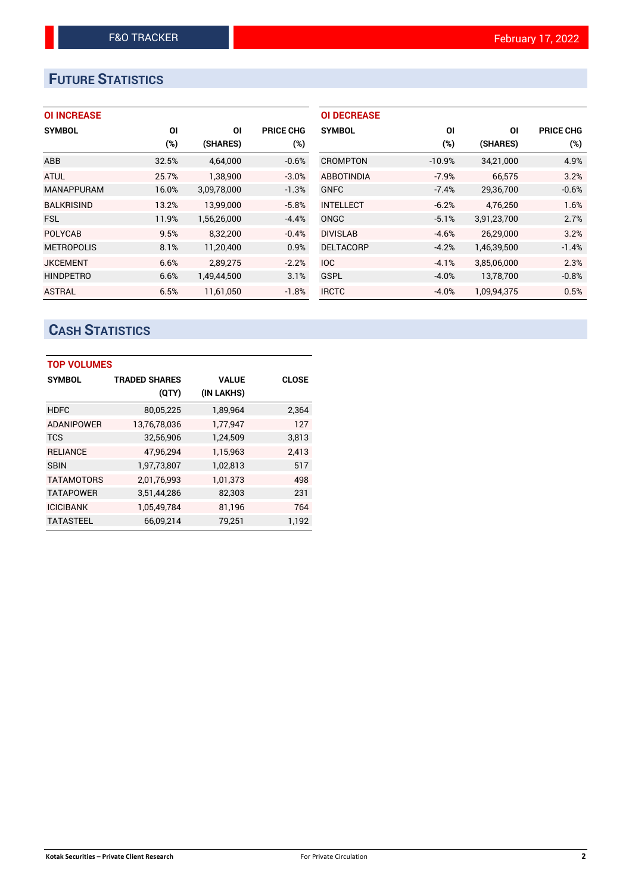# FUTURE STATISTICS

### OI INCREASE

| SYMBOL | OI (%) | OI (SHARES) | PRICE CHG (%) |
|---|---|---|---|
| ABB | 32.5% | 4,64,000 | -0.6% |
| ATUL | 25.7% | 1,38,900 | -3.0% |
| MANAPPURAM | 16.0% | 3,09,78,000 | -1.3% |
| BALKRISIND | 13.2% | 13,99,000 | -5.8% |
| FSL | 11.9% | 1,56,26,000 | -4.4% |
| POLYCAB | 9.5% | 8,32,200 | -0.4% |
| METROPOLIS | 8.1% | 11,20,400 | 0.9% |
| JKCEMENT | 6.6% | 2,89,275 | -2.2% |
| HINDPETRO | 6.6% | 1,49,44,500 | 3.1% |
| ASTRAL | 6.5% | 11,61,050 | -1.8% |

### OI DECREASE

| SYMBOL | OI (%) | OI (SHARES) | PRICE CHG (%) |
|---|---|---|---|
| CROMPTON | -10.9% | 34,21,000 | 4.9% |
| ABBOTINDIA | -7.9% | 66,575 | 3.2% |
| GNFC | -7.4% | 29,36,700 | -0.6% |
| INTELLECT | -6.2% | 4,76,250 | 1.6% |
| ONGC | -5.1% | 3,91,23,700 | 2.7% |
| DIVISLAB | -4.6% | 26,29,000 | 3.2% |
| DELTACORP | -4.2% | 1,46,39,500 | -1.4% |
| IOC | -4.1% | 3,85,06,000 | 2.3% |
| GSPL | -4.0% | 13,78,700 | -0.8% |
| IRCTC | -4.0% | 1,09,94,375 | 0.5% |

# CASH STATISTICS

### TOP VOLUMES

| SYMBOL | TRADED SHARES (QTY) | VALUE (IN LAKHS) | CLOSE |
|---|---|---|---|
| HDFC | 80,05,225 | 1,89,964 | 2,364 |
| ADANIPOWER | 13,76,78,036 | 1,77,947 | 127 |
| TCS | 32,56,906 | 1,24,509 | 3,813 |
| RELIANCE | 47,96,294 | 1,15,963 | 2,413 |
| SBIN | 1,97,73,807 | 1,02,813 | 517 |
| TATAMOTORS | 2,01,76,993 | 1,01,373 | 498 |
| TATAPOWER | 3,51,44,286 | 82,303 | 231 |
| ICICIBANK | 1,05,49,784 | 81,196 | 764 |
| TATASTEEL | 66,09,214 | 79,251 | 1,192 |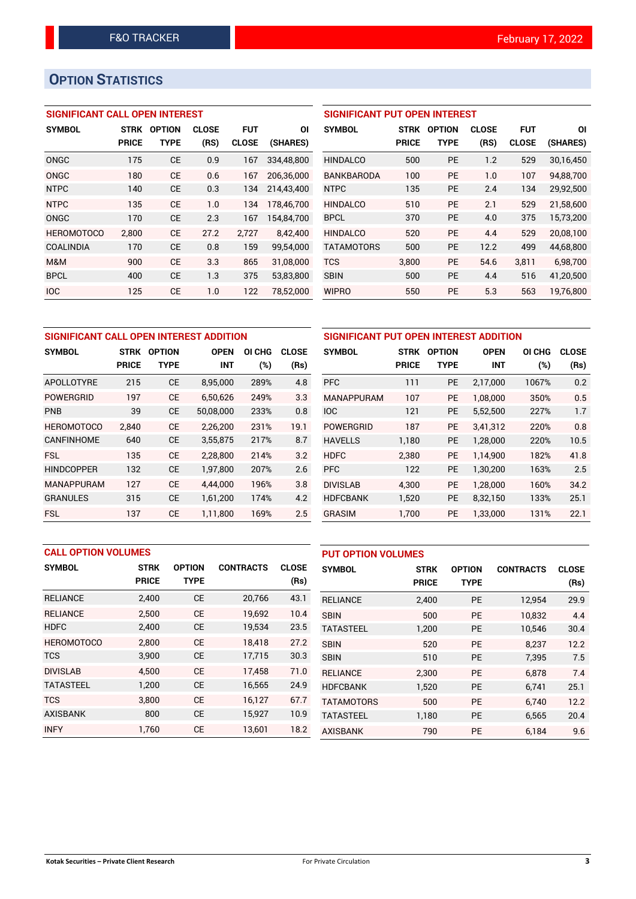# OPTION STATISTICS

### SIGNIFICANT CALL OPEN INTEREST

| SYMBOL | STRK PRICE | OPTION TYPE | CLOSE (RS) | FUT CLOSE | OI (SHARES) |
|---|---|---|---|---|---|
| ONGC | 175 | CE | 0.9 | 167 | 334,48,800 |
| ONGC | 180 | CE | 0.6 | 167 | 206,36,000 |
| NTPC | 140 | CE | 0.3 | 134 | 214,43,400 |
| NTPC | 135 | CE | 1.0 | 134 | 178,46,700 |
| ONGC | 170 | CE | 2.3 | 167 | 154,84,700 |
| HEROMOTOCO | 2,800 | CE | 27.2 | 2,727 | 8,42,400 |
| COALINDIA | 170 | CE | 0.8 | 159 | 99,54,000 |
| M&M | 900 | CE | 3.3 | 865 | 31,08,000 |
| BPCL | 400 | CE | 1.3 | 375 | 53,83,800 |
| IOC | 125 | CE | 1.0 | 122 | 78,52,000 |

### SIGNIFICANT PUT OPEN INTEREST

| SYMBOL | STRK PRICE | OPTION TYPE | CLOSE (RS) | FUT CLOSE | OI (SHARES) |
|---|---|---|---|---|---|
| HINDALCO | 500 | PE | 1.2 | 529 | 30,16,450 |
| BANKBARODA | 100 | PE | 1.0 | 107 | 94,88,700 |
| NTPC | 135 | PE | 2.4 | 134 | 29,92,500 |
| HINDALCO | 510 | PE | 2.1 | 529 | 21,58,600 |
| BPCL | 370 | PE | 4.0 | 375 | 15,73,200 |
| HINDALCO | 520 | PE | 4.4 | 529 | 20,08,100 |
| TATAMOTORS | 500 | PE | 12.2 | 499 | 44,68,800 |
| TCS | 3,800 | PE | 54.6 | 3,811 | 6,98,700 |
| SBIN | 500 | PE | 4.4 | 516 | 41,20,500 |
| WIPRO | 550 | PE | 5.3 | 563 | 19,76,800 |

### SIGNIFICANT CALL OPEN INTEREST ADDITION

| SYMBOL | STRK PRICE | OPTION TYPE | OPEN INT | OI CHG (%) | CLOSE (Rs) |
|---|---|---|---|---|---|
| APOLLOTYRE | 215 | CE | 8,95,000 | 289% | 4.8 |
| POWERGRID | 197 | CE | 6,50,626 | 249% | 3.3 |
| PNB | 39 | CE | 50,08,000 | 233% | 0.8 |
| HEROMOTOCO | 2,840 | CE | 2,26,200 | 231% | 19.1 |
| CANFINHOME | 640 | CE | 3,55,875 | 217% | 8.7 |
| FSL | 135 | CE | 2,28,800 | 214% | 3.2 |
| HINDCOPPER | 132 | CE | 1,97,800 | 207% | 2.6 |
| MANAPPURAM | 127 | CE | 4,44,000 | 196% | 3.8 |
| GRANULES | 315 | CE | 1,61,200 | 174% | 4.2 |
| FSL | 137 | CE | 1,11,800 | 169% | 2.5 |

### SIGNIFICANT PUT OPEN INTEREST ADDITION

| SYMBOL | STRK PRICE | OPTION TYPE | OPEN INT | OI CHG (%) | CLOSE (Rs) |
|---|---|---|---|---|---|
| PFC | 111 | PE | 2,17,000 | 1067% | 0.2 |
| MANAPPURAM | 107 | PE | 1,08,000 | 350% | 0.5 |
| IOC | 121 | PE | 5,52,500 | 227% | 1.7 |
| POWERGRID | 187 | PE | 3,41,312 | 220% | 0.8 |
| HAVELLS | 1,180 | PE | 1,28,000 | 220% | 10.5 |
| HDFC | 2,380 | PE | 1,14,900 | 182% | 41.8 |
| PFC | 122 | PE | 1,30,200 | 163% | 2.5 |
| DIVISLAB | 4,300 | PE | 1,28,000 | 160% | 34.2 |
| HDFCBANK | 1,520 | PE | 8,32,150 | 133% | 25.1 |
| GRASIM | 1,700 | PE | 1,33,000 | 131% | 22.1 |

### CALL OPTION VOLUMES

| SYMBOL | STRK PRICE | OPTION TYPE | CONTRACTS | CLOSE (Rs) |
|---|---|---|---|---|
| RELIANCE | 2,400 | CE | 20,766 | 43.1 |
| RELIANCE | 2,500 | CE | 19,692 | 10.4 |
| HDFC | 2,400 | CE | 19,534 | 23.5 |
| HEROMOTOCO | 2,800 | CE | 18,418 | 27.2 |
| TCS | 3,900 | CE | 17,715 | 30.3 |
| DIVISLAB | 4,500 | CE | 17,458 | 71.0 |
| TATASTEEL | 1,200 | CE | 16,565 | 24.9 |
| TCS | 3,800 | CE | 16,127 | 67.7 |
| AXISBANK | 800 | CE | 15,927 | 10.9 |
| INFY | 1,760 | CE | 13,601 | 18.2 |

### PUT OPTION VOLUMES

| SYMBOL | STRK PRICE | OPTION TYPE | CONTRACTS | CLOSE (Rs) |
|---|---|---|---|---|
| RELIANCE | 2,400 | PE | 12,954 | 29.9 |
| SBIN | 500 | PE | 10,832 | 4.4 |
| TATASTEEL | 1,200 | PE | 10,546 | 30.4 |
| SBIN | 520 | PE | 8,237 | 12.2 |
| SBIN | 510 | PE | 7,395 | 7.5 |
| RELIANCE | 2,300 | PE | 6,878 | 7.4 |
| HDFCBANK | 1,520 | PE | 6,741 | 25.1 |
| TATAMOTORS | 500 | PE | 6,740 | 12.2 |
| TATASTEEL | 1,180 | PE | 6,565 | 20.4 |
| AXISBANK | 790 | PE | 6,184 | 9.6 |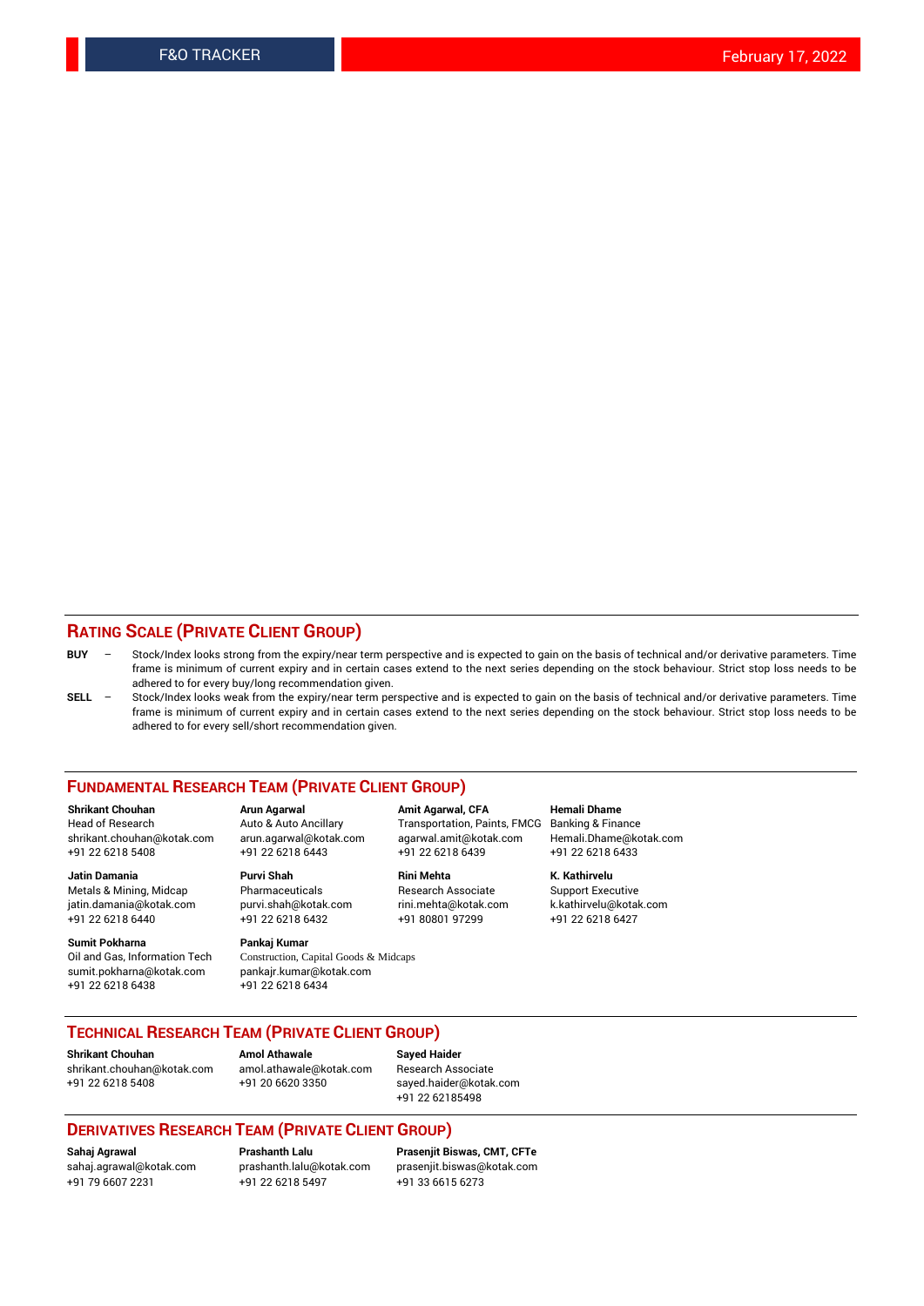## RATING SCALE (PRIVATE CLIENT GROUP)

**BUY** – Stock/Index looks strong from the expiry/near term perspective and is expected to gain on the basis of technical and/or derivative parameters. Time frame is minimum of current expiry and in certain cases extend to the next series depending on the stock behaviour. Strict stop loss needs to be adhered to for every buy/long recommendation given.

**SELL** – Stock/Index looks weak from the expiry/near term perspective and is expected to gain on the basis of technical and/or derivative parameters. Time frame is minimum of current expiry and in certain cases extend to the next series depending on the stock behaviour. Strict stop loss needs to be adhered to for every sell/short recommendation given.

## FUNDAMENTAL RESEARCH TEAM (PRIVATE CLIENT GROUP)

**Shrikant Chouhan**
Head of Research
shrikant.chouhan@kotak.com
+91 22 6218 5408

**Arun Agarwal**
Auto & Auto Ancillary
arun.agarwal@kotak.com
+91 22 6218 6443

**Amit Agarwal, CFA**
Transportation, Paints, FMCG
agarwal.amit@kotak.com
+91 22 6218 6439

**Hemali Dhame**
Banking & Finance
Hemali.Dhame@kotak.com
+91 22 6218 6433

**Jatin Damania**
Metals & Mining, Midcap
jatin.damania@kotak.com
+91 22 6218 6440

**Purvi Shah**
Pharmaceuticals
purvi.shah@kotak.com
+91 22 6218 6432

**Rini Mehta**
Research Associate
rini.mehta@kotak.com
+91 80801 97299

**K. Kathirvelu**
Support Executive
k.kathirvelu@kotak.com
+91 22 6218 6427

**Sumit Pokharna**
Oil and Gas, Information Tech
sumit.pokharna@kotak.com
+91 22 6218 6438

**Pankaj Kumar**
Construction, Capital Goods & Midcaps
pankajr.kumar@kotak.com
+91 22 6218 6434

## TECHNICAL RESEARCH TEAM (PRIVATE CLIENT GROUP)

**Shrikant Chouhan**
shrikant.chouhan@kotak.com
+91 22 6218 5408

**Amol Athawale**
amol.athawale@kotak.com
+91 20 6620 3350

**Sayed Haider**
Research Associate
sayed.haider@kotak.com
+91 22 62185498

## DERIVATIVES RESEARCH TEAM (PRIVATE CLIENT GROUP)

**Sahaj Agrawal**
sahaj.agrawal@kotak.com
+91 79 6607 2231

**Prashanth Lalu**
prashanth.lalu@kotak.com
+91 22 6218 5497

**Prasenjit Biswas, CMT, CFTe**
prasenjit.biswas@kotak.com
+91 33 6615 6273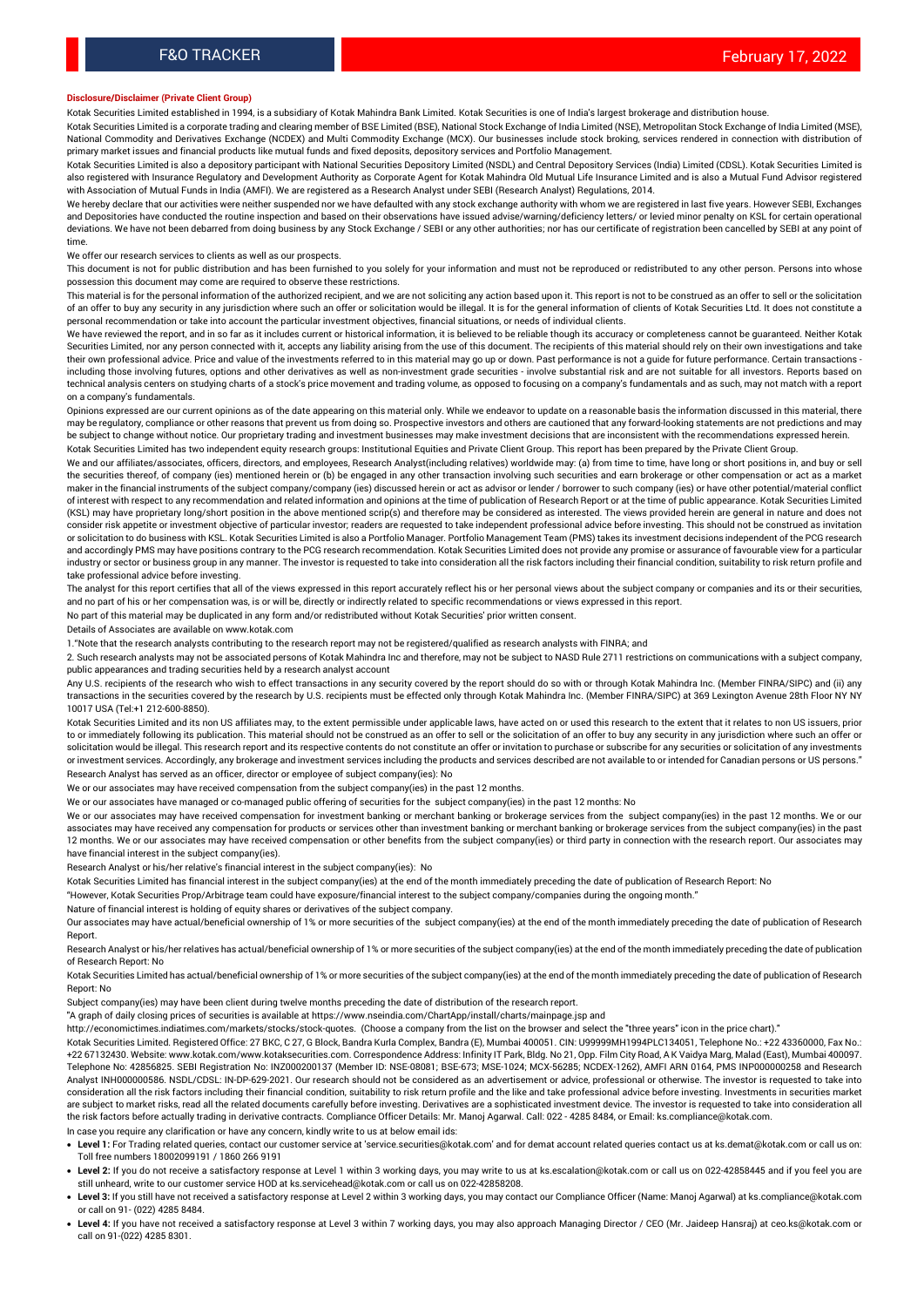**Disclosure/Disclaimer (Private Client Group)**

Kotak Securities Limited established in 1994, is a subsidiary of Kotak Mahindra Bank Limited. Kotak Securities is one of India's largest brokerage and distribution house.

Kotak Securities Limited is a corporate trading and clearing member of BSE Limited (BSE), National Stock Exchange of India Limited (NSE), Metropolitan Stock Exchange of India Limited (MSE), National Commodity and Derivatives Exchange (NCDEX) and Multi Commodity Exchange (MCX). Our businesses include stock broking, services rendered in connection with distribution of primary market issues and financial products like mutual funds and fixed deposits, depository services and Portfolio Management.

Kotak Securities Limited is also a depository participant with National Securities Depository Limited (NSDL) and Central Depository Services (India) Limited (CDSL). Kotak Securities Limited is also registered with Insurance Regulatory and Development Authority as Corporate Agent for Kotak Mahindra Old Mutual Life Insurance Limited and is also a Mutual Fund Advisor registered with Association of Mutual Funds in India (AMFI). We are registered as a Research Analyst under SEBI (Research Analyst) Regulations, 2014.

We hereby declare that our activities were neither suspended nor we have defaulted with any stock exchange authority with whom we are registered in last five years. However SEBI, Exchanges and Depositories have conducted the routine inspection and based on their observations have issued advise/warning/deficiency letters/ or levied minor penalty on KSL for certain operational deviations. We have not been debarred from doing business by any Stock Exchange / SEBI or any other authorities; nor has our certificate of registration been cancelled by SEBI at any point of time.

We offer our research services to clients as well as our prospects.

This document is not for public distribution and has been furnished to you solely for your information and must not be reproduced or redistributed to any other person. Persons into whose possession this document may come are required to observe these restrictions.

This material is for the personal information of the authorized recipient, and we are not soliciting any action based upon it. This report is not to be construed as an offer to sell or the solicitation of an offer to buy any security in any jurisdiction where such an offer or solicitation would be illegal. It is for the general information of clients of Kotak Securities Ltd. It does not constitute a personal recommendation or take into account the particular investment objectives, financial situations, or needs of individual clients.

We have reviewed the report, and in so far as it includes current or historical information, it is believed to be reliable though its accuracy or completeness cannot be guaranteed. Neither Kotak Securities Limited, nor any person connected with it, accepts any liability arising from the use of this document. The recipients of this material should rely on their own investigations and take their own professional advice. Price and value of the investments referred to in this material may go up or down. Past performance is not a guide for future performance. Certain transactions - including those involving futures, options and other derivatives as well as non-investment grade securities - involve substantial risk and are not suitable for all investors. Reports based on technical analysis centers on studying charts of a stock's price movement and trading volume, as opposed to focusing on a company's fundamentals and as such, may not match with a report on a company's fundamentals.

Opinions expressed are our current opinions as of the date appearing on this material only. While we endeavor to update on a reasonable basis the information discussed in this material, there may be regulatory, compliance or other reasons that prevent us from doing so. Prospective investors and others are cautioned that any forward-looking statements are not predictions and may be subject to change without notice. Our proprietary trading and investment businesses may make investment decisions that are inconsistent with the recommendations expressed herein.

Kotak Securities Limited has two independent equity research groups: Institutional Equities and Private Client Group. This report has been prepared by the Private Client Group.

We and our affiliates/associates, officers, directors, and employees, Research Analyst(including relatives) worldwide may: (a) from time to time, have long or short positions in, and buy or sell the securities thereof, of company (ies) mentioned herein or (b) be engaged in any other transaction involving such securities and earn brokerage or other compensation or act as a market maker in the financial instruments of the subject company/company (ies) discussed herein or act as advisor or lender / borrower to such company (ies) or have other potential/material conflict of interest with respect to any recommendation and related information and opinions at the time of publication of Research Report or at the time of public appearance. Kotak Securities Limited (KSL) may have proprietary long/short position in the above mentioned scrip(s) and therefore may be considered as interested. The views provided herein are general in nature and does not consider risk appetite or investment objective of particular investor; readers are requested to take independent professional advice before investing. This should not be construed as invitation or solicitation to do business with KSL. Kotak Securities Limited is also a Portfolio Manager. Portfolio Management Team (PMS) takes its investment decisions independent of the PCG research and accordingly PMS may have positions contrary to the PCG research recommendation. Kotak Securities Limited does not provide any promise or assurance of favourable view for a particular industry or sector or business group in any manner. The investor is requested to take into consideration all the risk factors including their financial condition, suitability to risk return profile and take professional advice before investing.

The analyst for this report certifies that all of the views expressed in this report accurately reflect his or her personal views about the subject company or companies and its or their securities, and no part of his or her compensation was, is or will be, directly or indirectly related to specific recommendations or views expressed in this report.

No part of this material may be duplicated in any form and/or redistributed without Kotak Securities' prior written consent.

Details of Associates are available on www.kotak.com

1."Note that the research analysts contributing to the research report may not be registered/qualified as research analysts with FINRA; and

2. Such research analysts may not be associated persons of Kotak Mahindra Inc and therefore, may not be subject to NASD Rule 2711 restrictions on communications with a subject company, public appearances and trading securities held by a research analyst account

Any U.S. recipients of the research who wish to effect transactions in any security covered by the report should do so with or through Kotak Mahindra Inc. (Member FINRA/SIPC) and (ii) any transactions in the securities covered by the research by U.S. recipients must be effected only through Kotak Mahindra Inc. (Member FINRA/SIPC) at 369 Lexington Avenue 28th Floor NY NY 10017 USA (Tel:+1 212-600-8850).

Kotak Securities Limited and its non US affiliates may, to the extent permissible under applicable laws, have acted on or used this research to the extent that it relates to non US issuers, prior to or immediately following its publication. This material should not be construed as an offer to sell or the solicitation of an offer to buy any security in any jurisdiction where such an offer or solicitation would be illegal. This research report and its respective contents do not constitute an offer or invitation to purchase or subscribe for any securities or solicitation of any investments or investment services. Accordingly, any brokerage and investment services including the products and services described are not available to or intended for Canadian persons or US persons."

Research Analyst has served as an officer, director or employee of subject company(ies): No

We or our associates may have received compensation from the subject company(ies) in the past 12 months.

We or our associates have managed or co-managed public offering of securities for the subject company(ies) in the past 12 months: No

We or our associates may have received compensation for investment banking or merchant banking or brokerage services from the subject company(ies) in the past 12 months. We or our associates may have received any compensation for products or services other than investment banking or merchant banking or brokerage services from the subject company(ies) in the past 12 months. We or our associates may have received compensation or other benefits from the subject company(ies) or third party in connection with the research report. Our associates may have financial interest in the subject company(ies).

Research Analyst or his/her relative's financial interest in the subject company(ies): No

Kotak Securities Limited has financial interest in the subject company(ies) at the end of the month immediately preceding the date of publication of Research Report: No

"However, Kotak Securities Prop/Arbitrage team could have exposure/financial interest to the subject company/companies during the ongoing month."

Nature of financial interest is holding of equity shares or derivatives of the subject company.

Our associates may have actual/beneficial ownership of 1% or more securities of the subject company(ies) at the end of the month immediately preceding the date of publication of Research Report.

Research Analyst or his/her relatives has actual/beneficial ownership of 1% or more securities of the subject company(ies) at the end of the month immediately preceding the date of publication of Research Report: No

Kotak Securities Limited has actual/beneficial ownership of 1% or more securities of the subject company(ies) at the end of the month immediately preceding the date of publication of Research Report: No

Subject company(ies) may have been client during twelve months preceding the date of distribution of the research report.

"A graph of daily closing prices of securities is available at https://www.nseindia.com/ChartApp/install/charts/mainpage.jsp and

http://economictimes.indiatimes.com/markets/stocks/stock-quotes. (Choose a company from the list on the browser and select the "three years" icon in the price chart)."

Kotak Securities Limited. Registered Office: 27 BKC, C 27, G Block, Bandra Kurla Complex, Bandra (E), Mumbai 400051. CIN: U99999MH1994PLC134051, Telephone No.: +22 43360000, Fax No.: +22 67132430. Website: www.kotak.com/www.kotaksecurities.com. Correspondence Address: Infinity IT Park, Bldg. No 21, Opp. Film City Road, A K Vaidya Marg, Malad (East), Mumbai 400097. Telephone No: 42856825. SEBI Registration No: INZ000200137 (Member ID: NSE-08081; BSE-673; MSE-1024; MCX-56285; NCDEX-1262), AMFI ARN 0164, PMS INP000000258 and Research Analyst INH000000586. NSDL/CDSL: IN-DP-629-2021. Our research should not be considered as an advertisement or advice, professional or otherwise. The investor is requested to take into consideration all the risk factors including their financial condition, suitability to risk return profile and the like and take professional advice before investing. Investments in securities market are subject to market risks, read all the related documents carefully before investing. Derivatives are a sophisticated investment device. The investor is requested to take into consideration all the risk factors before actually trading in derivative contracts. Compliance Officer Details: Mr. Manoj Agarwal. Call: 022 - 4285 8484, or Email: ks.compliance@kotak.com.

In case you require any clarification or have any concern, kindly write to us at below email ids:

- **Level 1:** For Trading related queries, contact our customer service at 'service.securities@kotak.com' and for demat account related queries contact us at ks.demat@kotak.com or call us on: Toll free numbers 18002099191 / 1860 266 9191
- **Level 2:** If you do not receive a satisfactory response at Level 1 within 3 working days, you may write to us at ks.escalation@kotak.com or call us on 022-42858445 and if you feel you are still unheard, write to our customer service HOD at ks.servicehead@kotak.com or call us on 022-42858208.
- **Level 3:** If you still have not received a satisfactory response at Level 2 within 3 working days, you may contact our Compliance Officer (Name: Manoj Agarwal) at ks.compliance@kotak.com or call on 91- (022) 4285 8484.
- **Level 4:** If you have not received a satisfactory response at Level 3 within 7 working days, you may also approach Managing Director / CEO (Mr. Jaideep Hansraj) at ceo.ks@kotak.com or call on 91-(022) 4285 8301.